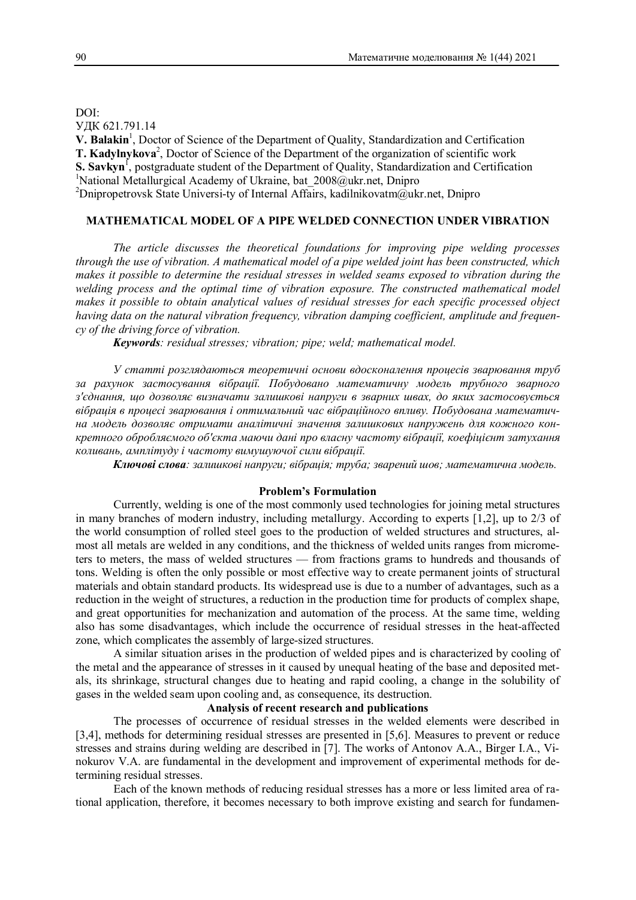DOI:

УДК 621.791.14

**V. Balakin**[1], Doctor of Science of the Department of Quality, Standardization and Certification
**T. Kadylnykova**[2], Doctor of Science of the Department of the organization of scientific work
**S. Savkyn**[1], postgraduate student of the Department of Quality, Standardization and Certification
[1]National Metallurgical Academy of Ukraine, bat_2008@ukr.net, Dnipro
[2]Dnipropetrovsk State Universi-ty of Internal Affairs, kadilnikovatm@ukr.net, Dnipro

## MATHEMATICAL MODEL OF A PIPE WELDED CONNECTION UNDER VIBRATION

*The article discusses the theoretical foundations for improving pipe welding processes through the use of vibration. A mathematical model of a pipe welded joint has been constructed, which makes it possible to determine the residual stresses in welded seams exposed to vibration during the welding process and the optimal time of vibration exposure. The constructed mathematical model makes it possible to obtain analytical values of residual stresses for each specific processed object having data on the natural vibration frequency, vibration damping coefficient, amplitude and frequency of the driving force of vibration.*

***Keywords**: residual stresses; vibration; pipe; weld; mathematical model.*

*У статті розглядаються теоретичні основи вдосконалення процесів зварювання труб за рахунок застосування вібрації. Побудовано математичну модель трубного зварного з'єднання, що дозволяє визначати залишкові напруги в зварних швах, до яких застосовується вібрація в процесі зварювання і оптимальний час вібраційного впливу. Побудована математична модель дозволяє отримати аналітичні значення залишкових напружень для кожного конкретного оброблюємого об'єкта маючи дані про власну частоту вібрації, коефіцієнт затухання коливань, амплітуду і частоту вимушуючої сили вібрації.*

***Ключові слова**: залишкові напруги; вібрація; труба; зварений шов; математична модель.*

### Problem's Formulation

Currently, welding is one of the most commonly used technologies for joining metal structures in many branches of modern industry, including metallurgy. According to experts [1,2], up to 2/3 of the world consumption of rolled steel goes to the production of welded structures and structures, almost all metals are welded in any conditions, and the thickness of welded units ranges from micrometers to meters, the mass of welded structures — from fractions grams to hundreds and thousands of tons. Welding is often the only possible or most effective way to create permanent joints of structural materials and obtain standard products. Its widespread use is due to a number of advantages, such as a reduction in the weight of structures, a reduction in the production time for products of complex shape, and great opportunities for mechanization and automation of the process. At the same time, welding also has some disadvantages, which include the occurrence of residual stresses in the heat-affected zone, which complicates the assembly of large-sized structures.

A similar situation arises in the production of welded pipes and is characterized by cooling of the metal and the appearance of stresses in it caused by unequal heating of the base and deposited metals, its shrinkage, structural changes due to heating and rapid cooling, a change in the solubility of gases in the welded seam upon cooling and, as consequence, its destruction.

### Analysis of recent research and publications

The processes of occurrence of residual stresses in the welded elements were described in [3,4], methods for determining residual stresses are presented in [5,6]. Measures to prevent or reduce stresses and strains during welding are described in [7]. The works of Antonov A.A., Birger I.A., Vinokurov V.A. are fundamental in the development and improvement of experimental methods for determining residual stresses.

Each of the known methods of reducing residual stresses has a more or less limited area of rational application, therefore, it becomes necessary to both improve existing and search for fundamen-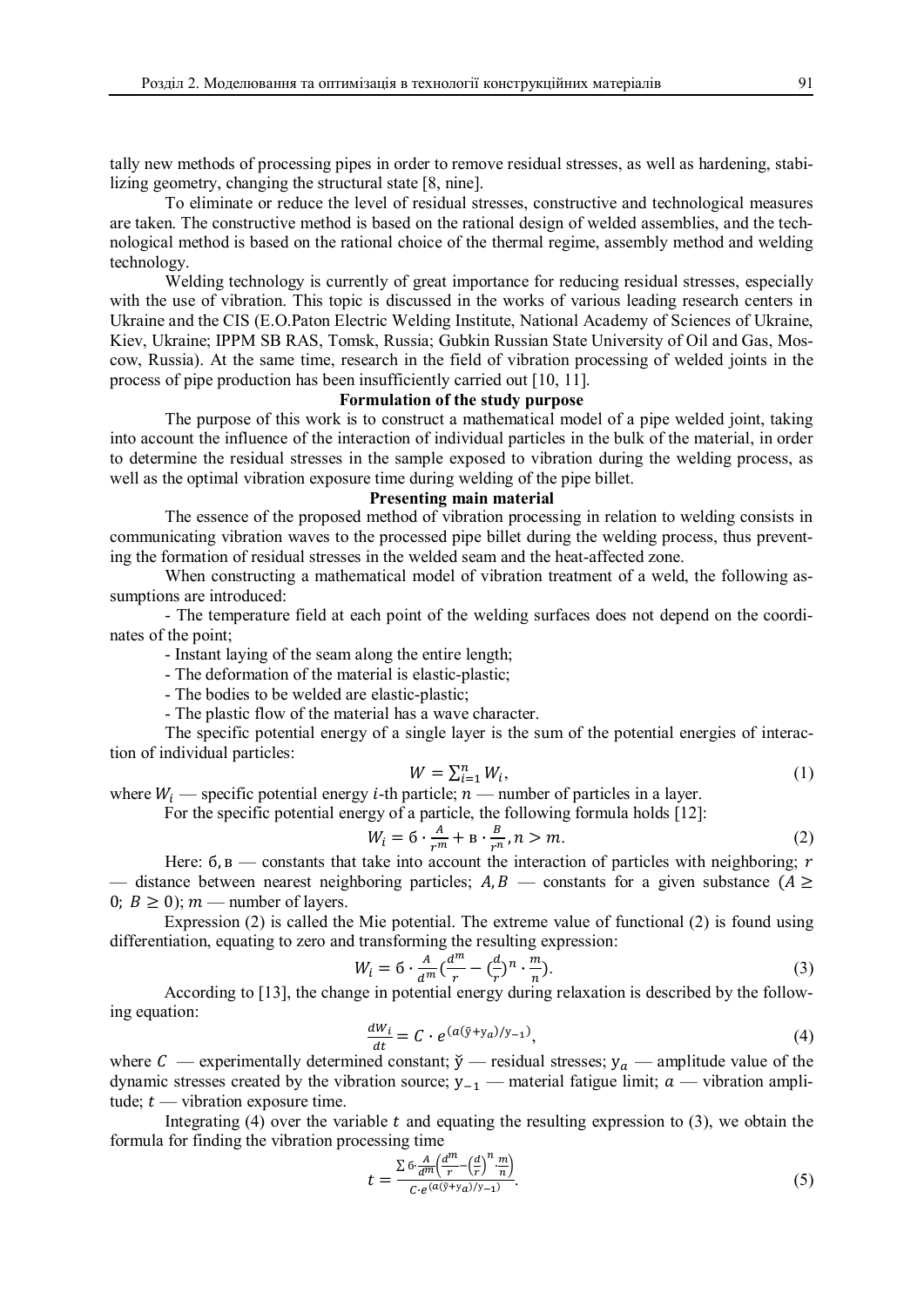tally new methods of processing pipes in order to remove residual stresses, as well as hardening, stabilizing geometry, changing the structural state [8, nine].

To eliminate or reduce the level of residual stresses, constructive and technological measures are taken. The constructive method is based on the rational design of welded assemblies, and the technological method is based on the rational choice of the thermal regime, assembly method and welding technology.

Welding technology is currently of great importance for reducing residual stresses, especially with the use of vibration. This topic is discussed in the works of various leading research centers in Ukraine and the CIS (E.O.Paton Electric Welding Institute, National Academy of Sciences of Ukraine, Kiev, Ukraine; IPPM SB RAS, Tomsk, Russia; Gubkin Russian State University of Oil and Gas, Moscow, Russia). At the same time, research in the field of vibration processing of welded joints in the process of pipe production has been insufficiently carried out [10, 11].

**Formulation of the study purpose**

The purpose of this work is to construct a mathematical model of a pipe welded joint, taking into account the influence of the interaction of individual particles in the bulk of the material, in order to determine the residual stresses in the sample exposed to vibration during the welding process, as well as the optimal vibration exposure time during welding of the pipe billet.

**Presenting main material**

The essence of the proposed method of vibration processing in relation to welding consists in communicating vibration waves to the processed pipe billet during the welding process, thus preventing the formation of residual stresses in the welded seam and the heat-affected zone.

When constructing a mathematical model of vibration treatment of a weld, the following assumptions are introduced:

- The temperature field at each point of the welding surfaces does not depend on the coordinates of the point;
- Instant laying of the seam along the entire length;
- The deformation of the material is elastic-plastic;
- The bodies to be welded are elastic-plastic;
- The plastic flow of the material has a wave character.

The specific potential energy of a single layer is the sum of the potential energies of interaction of individual particles:

$$W = \sum_{i=1}^{n} W_i, \tag{1}$$

where $W_i$ — specific potential energy $i$-th particle; $n$ — number of particles in a layer.

For the specific potential energy of a particle, the following formula holds [12]:

$$W_i = б \cdot \frac{A}{r^m} + в \cdot \frac{B}{r^n}, n > m. \tag{2}$$

Here: $б, в$ — constants that take into account the interaction of particles with neighboring; $r$ — distance between nearest neighboring particles; $A, B$ — constants for a given substance ($A \geq 0$; $B \geq 0$); $m$ — number of layers.

Expression (2) is called the Mie potential. The extreme value of functional (2) is found using differentiation, equating to zero and transforming the resulting expression:

$$W_i = б \cdot \frac{A}{d^m}\left(\frac{d^m}{r} - \left(\frac{d}{r}\right)^n \cdot \frac{m}{n}\right). \tag{3}$$

According to [13], the change in potential energy during relaxation is described by the following equation:

$$\frac{dW_i}{dt} = C \cdot e^{(a(\check{y} + y_a)/y_{-1})}, \tag{4}$$

where $C$ — experimentally determined constant; $\check{y}$ — residual stresses; $y_a$ — amplitude value of the dynamic stresses created by the vibration source; $y_{-1}$ — material fatigue limit; $a$ — vibration amplitude; $t$ — vibration exposure time.

Integrating (4) over the variable $t$ and equating the resulting expression to (3), we obtain the formula for finding the vibration processing time

$$t = \frac{\sum б \cdot \frac{A}{d^m}\left(\frac{d^m}{r} - \left(\frac{d}{r}\right)^n \cdot \frac{m}{n}\right)}{C \cdot e^{(a(\check{y} + y_a)/y_{-1})}}. \tag{5}$$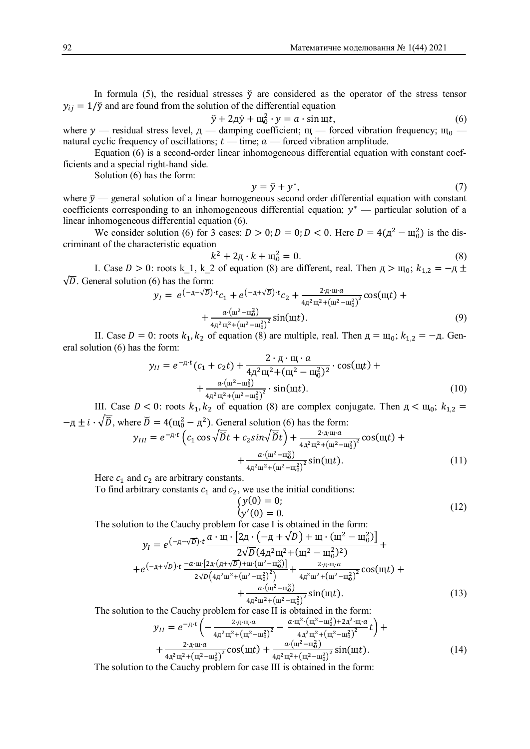In formula (5), the residual stresses $\breve{y}$ are considered as the operator of the stress tensor $y_{ij} = 1/\breve{y}$ and are found from the solution of the differential equation

$$\ddot{y} + 2д\dot{y} + щ_0^2 \cdot y = a \cdot \sin щt, \tag{6}$$

where $y$ — residual stress level, $д$ — damping coefficient; $щ$ — forced vibration frequency; $щ_0$ — natural cyclic frequency of oscillations; $t$ — time; $a$ — forced vibration amplitude.

Equation (6) is a second-order linear inhomogeneous differential equation with constant coefficients and a special right-hand side.

Solution (6) has the form:

$$y = \bar{y} + y^*, \tag{7}$$

where $\bar{y}$ — general solution of a linear homogeneous second order differential equation with constant coefficients corresponding to an inhomogeneous differential equation; $y^*$ — particular solution of a linear inhomogeneous differential equation (6).

We consider solution (6) for 3 cases: $D > 0; D = 0; D < 0$. Here $D = 4(д^2 - щ_0^2)$ is the discriminant of the characteristic equation

$$k^2 + 2д \cdot k + щ_0^2 = 0. \tag{8}$$

I. Case $D > 0$: roots k_1, k_2 of equation (8) are different, real. Then $д > щ_0$; $k_{1,2} = -д \pm \sqrt{D}$. General solution (6) has the form:

$$y_I = e^{(-д-\sqrt{D})\cdot t}c_1 + e^{(-д+\sqrt{D})\cdot t}c_2 + \frac{2 \cdot д \cdot щ \cdot a}{4д^2щ^2 + (щ^2 - щ_0^2)^2}\cos(щt) + \\ + \frac{a \cdot (щ^2 - щ_0^2)}{4д^2щ^2 + (щ^2 - щ_0^2)^2}\sin(щt). \tag{9}$$

II. Case $D = 0$: roots $k_1, k_2$ of equation (8) are multiple, real. Then $д = щ_0$; $k_{1,2} = -д$. General solution (6) has the form:

$$y_{II} = e^{-д\cdot t}(c_1 + c_2 t) + \frac{2 \cdot д \cdot щ \cdot a}{4д^2щ^2 + (щ^2 - щ_0^2)^2} \cdot \cos(щt) + \\ + \frac{a \cdot (щ^2 - щ_0^2)}{4д^2щ^2 + (щ^2 - щ_0^2)^2} \cdot \sin(щt). \tag{10}$$

III. Case $D < 0$: roots $k_1, k_2$ of equation (8) are complex conjugate. Then $д < щ_0$; $k_{1,2} = -д \pm i \cdot \sqrt{\breve{D}}$, where $\breve{D} = 4(щ_0^2 - д^2)$. General solution (6) has the form:

$$y_{III} = e^{-д\cdot t}\left(c_1 \cos\sqrt{\breve{D}}t + c_2 sin\sqrt{\breve{D}}t\right) + \frac{2 \cdot д \cdot щ \cdot a}{4д^2щ^2 + (щ^2 - щ_0^2)^2}\cos(щt) + \\ + \frac{a \cdot (щ^2 - щ_0^2)}{4д^2щ^2 + (щ^2 - щ_0^2)^2}\sin(щt). \tag{11}$$

Here $c_1$ and $c_2$ are arbitrary constants.

To find arbitrary constants $c_1$ and $c_2$, we use the initial conditions:

$$\begin{cases} y(0) = 0; \\ y'(0) = 0. \end{cases} \tag{12}$$

The solution to the Cauchy problem for case I is obtained in the form:

$$y_I = e^{(-д-\sqrt{D})\cdot t}\frac{a \cdot щ \cdot \left[2д \cdot \left(-д + \sqrt{D}\right) + щ \cdot (щ^2 - щ_0^2)\right]}{2\sqrt{D}(4д^2щ^2 + (щ^2 - щ_0^2)^2)} + \\ + e^{(-д+\sqrt{D})\cdot t}\frac{-a \cdot щ \cdot \left[2д \cdot (д + \sqrt{D}) + щ \cdot (щ^2 - щ_0^2)\right]}{2\sqrt{D}\left(4д^2щ^2 + (щ^2 - щ_0^2)^2\right)} + \frac{2 \cdot д \cdot щ \cdot a}{4д^2щ^2 + (щ^2 - щ_0^2)^2}\cos(щt) + \\ + \frac{a \cdot (щ^2 - щ_0^2)}{4д^2щ^2 + (щ^2 - щ_0^2)^2}\sin(щt). \tag{13}$$

The solution to the Cauchy problem for case II is obtained in the form:

$$y_{II} = e^{-д\cdot t}\left(-\frac{2 \cdot д \cdot щ \cdot a}{4д^2щ^2 + (щ^2 - щ_0^2)^2} - \frac{a \cdot щ^2 \cdot (щ^2 - щ_0^2) + 2д^2 \cdot щ \cdot a}{4д^2щ^2 + (щ^2 - щ_0^2)^2}t\right) + \\ + \frac{2 \cdot д \cdot щ \cdot a}{4д^2щ^2 + (щ^2 - щ_0^2)^2}\cos(щt) + \frac{a \cdot (щ^2 - щ_0^2)}{4д^2щ^2 + (щ^2 - щ_0^2)^2}\sin(щt). \tag{14}$$

The solution to the Cauchy problem for case III is obtained in the form: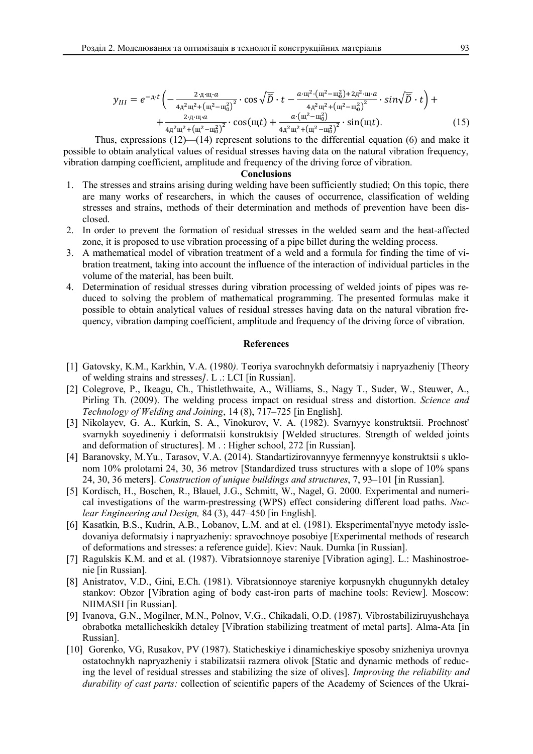$$y_{III} = e^{-д\cdot t}\left(-\frac{2\cdot д\cdot щ\cdot a}{4д^2щ^2+\left(щ^2-щ_0^2\right)^2}\cdot\cos\sqrt{\widetilde{D}}\cdot t - \frac{a\cdot щ^2\cdot\left(щ^2-щ_0^2\right)+2д^2\cdot щ\cdot a}{4д^2щ^2+\left(щ^2-щ_0^2\right)^2}\cdot sin\sqrt{\widetilde{D}}\cdot t\right)+$$
$$+\frac{2\cdot д\cdot щ\cdot a}{4д^2щ^2+\left(щ^2-щ_0^2\right)^2}\cdot\cos(щt)+\frac{a\cdot\left(щ^2-щ_0^2\right)}{4д^2щ^2+\left(щ^2-щ_0^2\right)^2}\cdot\sin(щt). \quad (15)$$

Thus, expressions (12)—(14) represent solutions to the differential equation (6) and make it possible to obtain analytical values of residual stresses having data on the natural vibration frequency, vibration damping coefficient, amplitude and frequency of the driving force of vibration.

**Conclusions**

1. The stresses and strains arising during welding have been sufficiently studied; On this topic, there are many works of researchers, in which the causes of occurrence, classification of welding stresses and strains, methods of their determination and methods of prevention have been disclosed.
2. In order to prevent the formation of residual stresses in the welded seam and the heat-affected zone, it is proposed to use vibration processing of a pipe billet during the welding process.
3. A mathematical model of vibration treatment of a weld and a formula for finding the time of vibration treatment, taking into account the influence of the interaction of individual particles in the volume of the material, has been built.
4. Determination of residual stresses during vibration processing of welded joints of pipes was reduced to solving the problem of mathematical programming. The presented formulas make it possible to obtain analytical values of residual stresses having data on the natural vibration frequency, vibration damping coefficient, amplitude and frequency of the driving force of vibration.

**References**

[1] Gatovsky, K.M., Karkhin, V.A. (1980*)*. Teoriya svarochnykh deformatsiy i napryazheniy [Theory of welding strains and stresses*]*. L .: LCI [in Russian].

[2] Colegrove, P., Ikeagu, Ch., Thistlethwaite, A., Williams, S., Nagy T., Suder, W., Steuwer, A., Pirling Th. (2009). The welding process impact on residual stress and distortion. *Science and Technology of Welding and Joining*, 14 (8), 717–725 [in English].

[3] Nikolayev, G. A., Kurkin, S. A., Vinokurov, V. A. (1982). Svarnyye konstruktsii. Prochnost' svarnykh soyedineniy i deformatsii konstruktsiy [Welded structures. Strength of welded joints and deformation of structures]. M . : Higher school, 272 [in Russian].

[4] Baranovsky, M.Yu., Tarasov, V.A. (2014). Standartizirovannyye fermennyye konstruktsii s uklonom 10% prolotami 24, 30, 36 metrov [Standardized truss structures with a slope of 10% spans 24, 30, 36 meters]. *Construction of unique buildings and structures*, 7, 93–101 [in Russian].

[5] Kordisch, H., Boschen, R., Blauel, J.G., Schmitt, W., Nagel, G. 2000. Experimental and numerical investigations of the warm-prestressing (WPS) effect considering different load paths. *Nuclear Engineering and Design,* 84 (3), 447–450 [in English].

[6] Kasatkin, B.S., Kudrin, A.B., Lobanov, L.M. and at el. (1981). Eksperimental'nyye metody issledovaniya deformatsiy i napryazheniy: spravochnoye posobiye [Experimental methods of research of deformations and stresses: a reference guide]. Kiev: Nauk. Dumka [in Russian].

[7] Ragulskis K.M. and et al. (1987). Vibratsionnoye stareniye [Vibration aging]. L.: Mashinostroenie [in Russian].

[8] Anistratov, V.D., Gini, E.Ch. (1981). Vibratsionnoye stareniye korpusnykh chugunnykh detaley stankov: Obzor [Vibration aging of body cast-iron parts of machine tools: Review]. Moscow: NIIMASH [in Russian].

[9] Ivanova, G.N., Mogilner, M.N., Polnov, V.G., Chikadali, O.D. (1987). Vibrostabiliziruyushchaya obrabotka metallicheskikh detaley [Vibration stabilizing treatment of metal parts]. Alma-Ata [in Russian].

[10] Gorenko, VG, Rusakov, PV (1987). Staticheskiye i dinamicheskiye sposoby snizheniya urovnya ostatochnykh napryazheniy i stabilizatsii razmera olivok [Static and dynamic methods of reducing the level of residual stresses and stabilizing the size of olives]. *Improving the reliability and durability of cast parts:* collection of scientific papers of the Academy of Sciences of the Ukrai-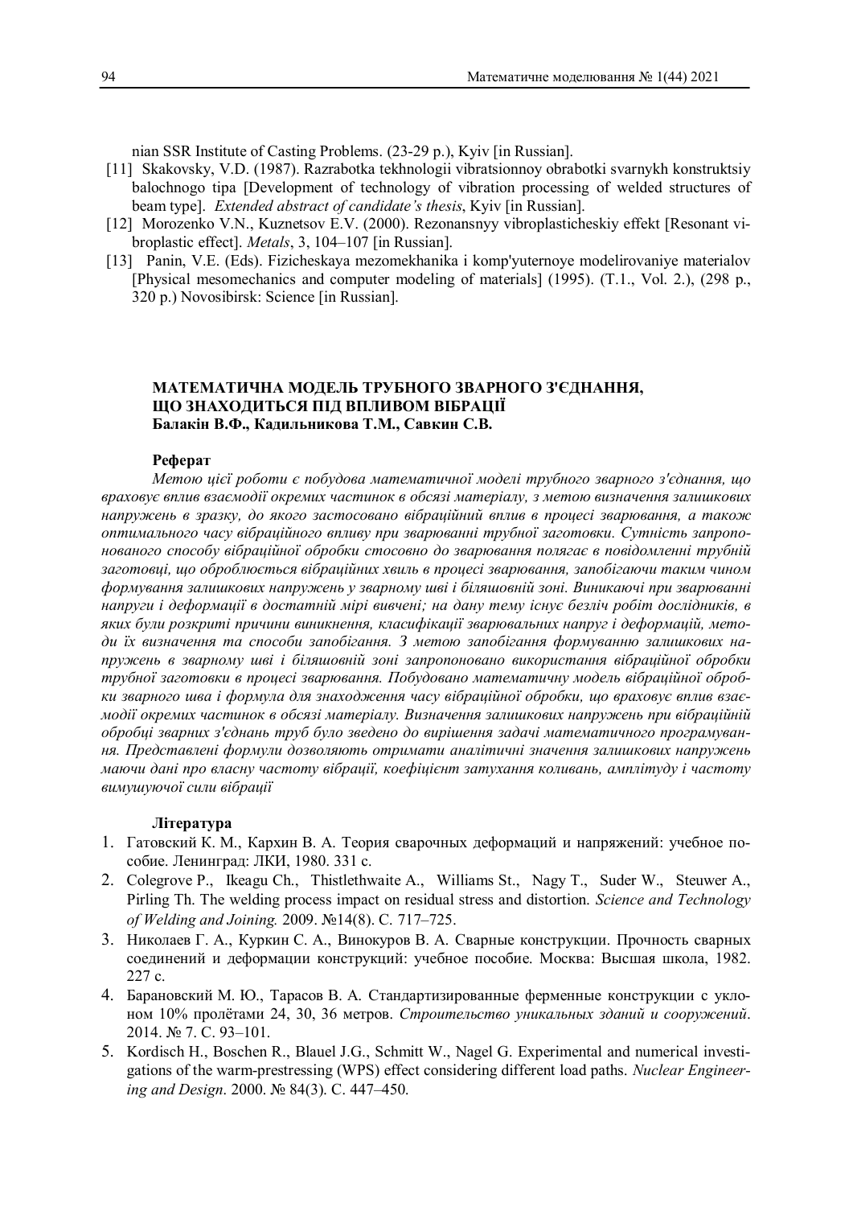nian SSR Institute of Casting Problems. (23-29 p.), Kyiv [in Russian].

[11] Skakovsky, V.D. (1987). Razrabotka tekhnologii vibratsionnoy obrabotki svarnykh konstruktsiy balochnogo tipa [Development of technology of vibration processing of welded structures of beam type]. *Extended abstract of candidate's thesis*, Kyiv [in Russian].

[12] Morozenko V.N., Kuznetsov E.V. (2000). Rezonansnyy vibroplasticheskiy effekt [Resonant vibroplastic effect]. *Metals*, 3, 104–107 [in Russian].

[13] Panin, V.E. (Eds). Fizicheskaya mezomekhanika i komp'yuternoye modelirovaniye materialov [Physical mesomechanics and computer modeling of materials] (1995). (T.1., Vol. 2.), (298 p., 320 p.) Novosibirsk: Science [in Russian].

## МАТЕМАТИЧНА МОДЕЛЬ ТРУБНОГО ЗВАРНОГО З'ЄДНАННЯ, ЩО ЗНАХОДИТЬСЯ ПІД ВПЛИВОМ ВІБРАЦІЇ

**Балакін В.Ф., Кадильникова Т.М., Савкин С.В.**

**Реферат**

*Метою цієї роботи є побудова математичної моделі трубного зварного з'єднання, що враховує вплив взаємодії окремих частинок в обсязі матеріалу, з метою визначення залишкових напружень в зразку, до якого застосовано вібраційний вплив в процесі зварювання, а також оптимального часу вібраційного впливу при зварюванні трубної заготовки. Сутність запропонованого способу вібраційної обробки стосовно до зварювання полягає в повідомленні трубній заготовці, що обробляється вібраційних хвиль в процесі зварювання, запобігаючи таким чином формування залишкових напружень у зварному шві і біляшовній зоні. Виникаючі при зварюванні напруги і деформації в достатній мірі вивчені; на дану тему існує безліч робіт дослідників, в яких були розкриті причини виникнення, класифікації зварювальних напруг і деформацій, методи їх визначення та способи запобігання. З метою запобігання формуванню залишкових напружень в зварному шві і біляшовній зоні запропоновано використання вібраційної обробки трубної заготовки в процесі зварювання. Побудовано математичну модель вібраційної обробки зварного шва і формула для знаходження часу вібраційної обробки, що враховує вплив взаємодії окремих частинок в обсязі матеріалу. Визначення залишкових напружень при вібраційній обробці зварних з'єднань труб було зведено до вирішення задачі математичного програмування. Представлені формули дозволяють отримати аналітичні значення залишкових напружень маючи дані про власну частоту вібрації, коефіцієнт затухання коливань, амплітуду і частоту вимушуючої сили вібрації*

**Література**

1. Гатовский К. М., Кархин В. А. Теория сварочных деформаций и напряжений: учебное пособие. Ленинград: ЛКИ, 1980. 331 с.
2. Colegrove P., Ikeagu Ch., Thistlethwaite A., Williams St., Nagy T., Suder W., Steuwer A., Pirling Th. The welding process impact on residual stress and distortion. *Science and Technology of Welding and Joining.* 2009. №14(8). С. 717–725.
3. Николаев Г. А., Куркин С. А., Винокуров В. А. Сварные конструкции. Прочность сварных соединений и деформации конструкций: учебное пособие. Москва: Высшая школа, 1982. 227 с.
4. Барановский М. Ю., Тарасов В. А. Стандартизированные ферменные конструкции с уклоном 10% пролётами 24, 30, 36 метров. *Строительство уникальных зданий и сооружений*. 2014. № 7. С. 93–101.
5. Kordisch H., Boschen R., Blauel J.G., Schmitt W., Nagel G. Experimental and numerical investigations of the warm-prestressing (WPS) effect considering different load paths. *Nuclear Engineering and Design*. 2000. № 84(3). С. 447–450.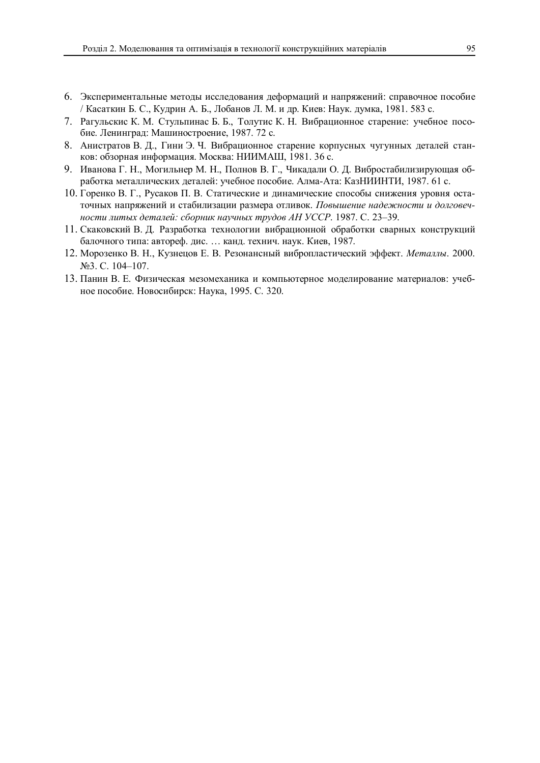6. Экспериментальные методы исследования деформаций и напряжений: справочное пособие / Касаткин Б. С., Кудрин А. Б., Лобанов Л. М. и др. Киев: Наук. думка, 1981. 583 с.
7. Рагульскис К. М. Стульпинас Б. Б., Толутис К. Н. Вибрационное старение: учебное пособие. Ленинград: Машиностроение, 1987. 72 с.
8. Анистратов В. Д., Гини Э. Ч. Вибрационное старение корпусных чугунных деталей станков: обзорная информация. Москва: НИИМАШ, 1981. 36 с.
9. Иванова Г. Н., Могильнер М. Н., Полнов В. Г., Чикадали О. Д. Вибростабилизирующая обработка металлических деталей: учебное пособие. Алма-Ата: КазНИИНТИ, 1987. 61 с.
10. Горенко В. Г., Русаков П. В. Статические и динамические способы снижения уровня остаточных напряжений и стабилизации размера отливок. *Повышение надежности и долговечности литых деталей: сборник научных трудов АН УССР*. 1987. С. 23–39.
11. Скаковский В. Д. Разработка технологии вибрационной обработки сварных конструкций балочного типа: автореф. дис. … канд. технич. наук. Киев, 1987.
12. Морозенко В. Н., Кузнецов Е. В. Резонансный вибропластический эффект. *Металлы*. 2000. №3. С. 104–107.
13. Панин В. Е. Физическая мезомеханика и компьютерное моделирование материалов: учебное пособие. Новосибирск: Наука, 1995. С. 320.